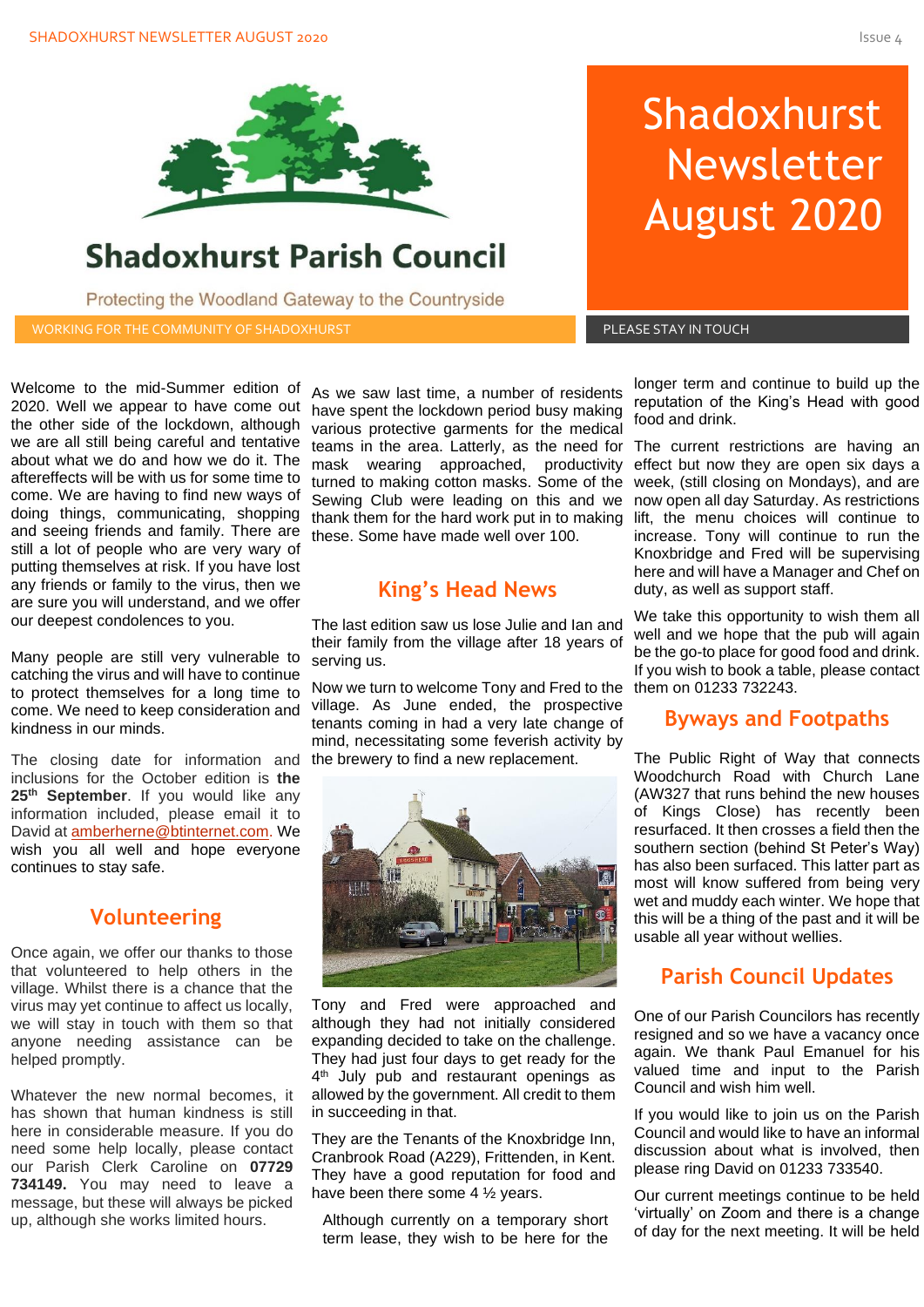# Shadoxhurst Parish Council

Protecting the Woodland Gateway to the Countryside

WORKING FOR THE COMMUNITY OF SHADOXHURST

# Shadoxhurst Newsletter August 2020

PLEASE STAY IN TOUCH

Welcome to the mid-Summer edition of 2020. Well we appear to have come out the other side of the lockdown, although we are all still being careful and tentative about what we do and how we do it. The aftereffects will be with us for some time to come. We are having to find new ways of doing things, communicating, shopping and seeing friends and family. There are still a lot of people who are very wary of putting themselves at risk. If you have lost any friends or family to the virus, then we are sure you will understand, and we offer our deepest condolences to you.

Many people are still very vulnerable to catching the virus and will have to continue to protect themselves for a long time to come. We need to keep consideration and kindness in our minds.

The closing date for information and inclusions for the October edition is **the 25th September**. If you would like any information included, please email it to David at amberherne@btinternet.com. We wish you all well and hope everyone continues to stay safe.

## Volunteering

Once again, we offer our thanks to those that volunteered to help others in the village. Whilst there is a chance that the virus may yet continue to affect us locally, we will stay in touch with them so that anyone needing assistance can be helped promptly.

Whatever the new normal becomes, it has shown that human kindness is still here in considerable measure. If you do need some help locally, please contact our Parish Clerk Caroline on **07729 734149.** You may need to leave a message, but these will always be picked up, although she works limited hours.

As we saw last time, a number of residents have spent the lockdown period busy making various protective garments for the medical teams in the area. Latterly, as the need for mask wearing approached, productivity turned to making cotton masks. Some of the Sewing Club were leading on this and we thank them for the hard work put in to making these. Some have made well over 100.

## King's Head News

The last edition saw us lose Julie and Ian and their family from the village after 18 years of serving us.

Now we turn to welcome Tony and Fred to the village. As June ended, the prospective tenants coming in had a very late change of mind, necessitating some feverish activity by the brewery to find a new replacement.

Tony and Fred were approached and although they had not initially considered expanding decided to take on the challenge. They had just four days to get ready for the 4th July pub and restaurant openings as allowed by the government. All credit to them in succeeding in that.

They are the Tenants of the Knoxbridge Inn, Cranbrook Road (A229), Frittenden, in Kent. They have a good reputation for food and have been there some 4 ½ years.

Although currently on a temporary short term lease, they wish to be here for the longer term and continue to build up the reputation of the King's Head with good food and drink.

The current restrictions are having an effect but now they are open six days a week, (still closing on Mondays), and are now open all day Saturday. As restrictions lift, the menu choices will continue to increase. Tony will continue to run the Knoxbridge and Fred will be supervising here and will have a Manager and Chef on duty, as well as support staff.

We take this opportunity to wish them all well and we hope that the pub will again be the go-to place for good food and drink. If you wish to book a table, please contact them on 01233 732243.

## Byways and Footpaths

The Public Right of Way that connects Woodchurch Road with Church Lane (AW327 that runs behind the new houses of Kings Close) has recently been resurfaced. It then crosses a field then the southern section (behind St Peter's Way) has also been surfaced. This latter part as most will know suffered from being very wet and muddy each winter. We hope that this will be a thing of the past and it will be usable all year without wellies.

## Parish Council Updates

One of our Parish Councilors has recently resigned and so we have a vacancy once again. We thank Paul Emanuel for his valued time and input to the Parish Council and wish him well.

If you would like to join us on the Parish Council and would like to have an informal discussion about what is involved, then please ring David on 01233 733540.

Our current meetings continue to be held 'virtually' on Zoom and there is a change of day for the next meeting. It will be held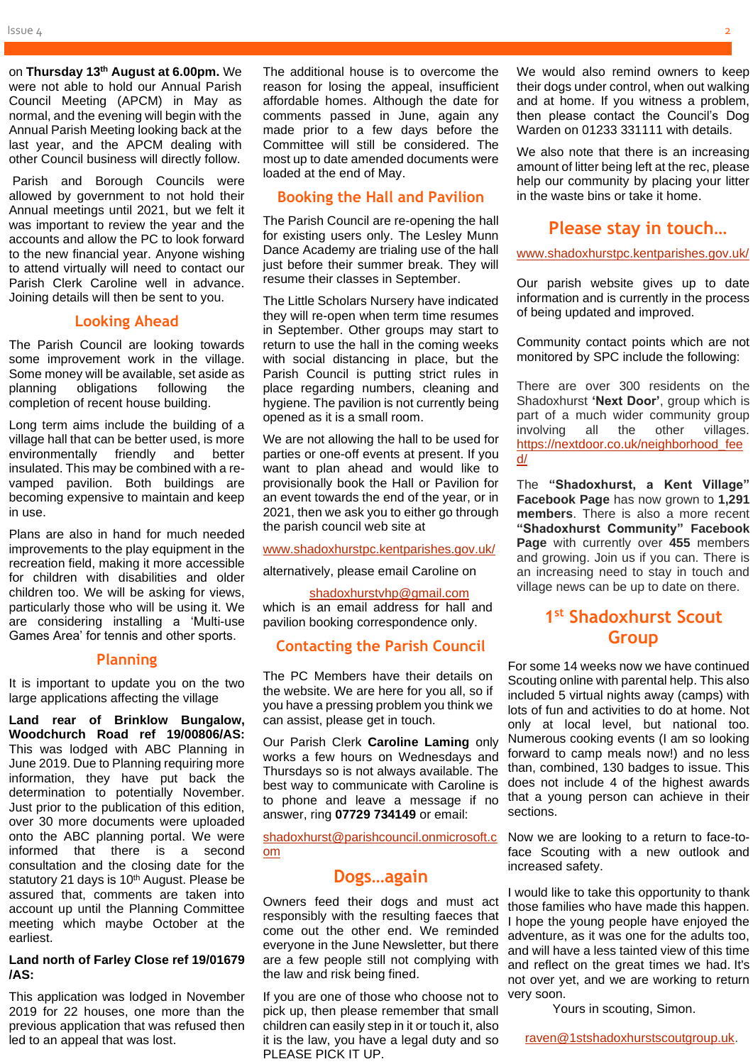on **Thursday 13th August at 6.00pm.** We were not able to hold our Annual Parish Council Meeting (APCM) in May as normal, and the evening will begin with the Annual Parish Meeting looking back at the last year, and the APCM dealing with other Council business will directly follow.

Parish and Borough Councils were allowed by government to not hold their Annual meetings until 2021, but we felt it was important to review the year and the accounts and allow the PC to look forward to the new financial year. Anyone wishing to attend virtually will need to contact our Parish Clerk Caroline well in advance. Joining details will then be sent to you.

## Looking Ahead

The Parish Council are looking towards some improvement work in the village. Some money will be available, set aside as planning obligations following the completion of recent house building.

Long term aims include the building of a village hall that can be better used, is more environmentally friendly and better insulated. This may be combined with a re-vamped pavilion. Both buildings are becoming expensive to maintain and keep in use.

Plans are also in hand for much needed improvements to the play equipment in the recreation field, making it more accessible for children with disabilities and older children too. We will be asking for views, particularly those who will be using it. We are considering installing a 'Multi-use Games Area' for tennis and other sports.

## Planning

It is important to update you on the two large applications affecting the village

**Land rear of Brinklow Bungalow, Woodchurch Road ref 19/00806/AS:** This was lodged with ABC Planning in June 2019. Due to Planning requiring more information, they have put back the determination to potentially November. Just prior to the publication of this edition, over 30 more documents were uploaded onto the ABC planning portal. We were informed that there is a second consultation and the closing date for the statutory 21 days is 10th August. Please be assured that, comments are taken into account up until the Planning Committee meeting which maybe October at the earliest.

**Land north of Farley Close ref 19/01679 /AS:**

This application was lodged in November 2019 for 22 houses, one more than the previous application that was refused then led to an appeal that was lost.

The additional house is to overcome the reason for losing the appeal, insufficient affordable homes. Although the date for comments passed in June, again any made prior to a few days before the Committee will still be considered. The most up to date amended documents were loaded at the end of May.

## Booking the Hall and Pavilion

The Parish Council are re-opening the hall for existing users only. The Lesley Munn Dance Academy are trialing use of the hall just before their summer break. They will resume their classes in September.

The Little Scholars Nursery have indicated they will re-open when term time resumes in September. Other groups may start to return to use the hall in the coming weeks with social distancing in place, but the Parish Council is putting strict rules in place regarding numbers, cleaning and hygiene. The pavilion is not currently being opened as it is a small room.

We are not allowing the hall to be used for parties or one-off events at present. If you want to plan ahead and would like to provisionally book the Hall or Pavilion for an event towards the end of the year, or in 2021, then we ask you to either go through the parish council web site at

www.shadoxhurstpc.kentparishes.gov.uk/

alternatively, please email Caroline on

shadoxhurstvhp@gmail.com

which is an email address for hall and pavilion booking correspondence only.

## Contacting the Parish Council

The PC Members have their details on the website. We are here for you all, so if you have a pressing problem you think we can assist, please get in touch.

Our Parish Clerk **Caroline Laming** only works a few hours on Wednesdays and Thursdays so is not always available. The best way to communicate with Caroline is to phone and leave a message if no answer, ring **07729 734149** or email:

shadoxhurst@parishcouncil.onmicrosoft.com

## Dogs…again

Owners feed their dogs and must act responsibly with the resulting faeces that come out the other end. We reminded everyone in the June Newsletter, but there are a few people still not complying with the law and risk being fined.

If you are one of those who choose not to pick up, then please remember that small children can easily step in it or touch it, also it is the law, you have a legal duty and so PLEASE PICK IT UP.

We would also remind owners to keep their dogs under control, when out walking and at home. If you witness a problem, then please contact the Council's Dog Warden on 01233 331111 with details.

We also note that there is an increasing amount of litter being left at the rec, please help our community by placing your litter in the waste bins or take it home.

## Please stay in touch…

www.shadoxhurstpc.kentparishes.gov.uk/

Our parish website gives up to date information and is currently in the process of being updated and improved.

Community contact points which are not monitored by SPC include the following:

There are over 300 residents on the Shadoxhurst **'Next Door'**, group which is part of a much wider community group involving all the other villages. https://nextdoor.co.uk/neighborhood_feed/

The **"Shadoxhurst, a Kent Village" Facebook Page** has now grown to **1,291 members**. There is also a more recent **"Shadoxhurst Community" Facebook Page** with currently over **455** members and growing. Join us if you can. There is an increasing need to stay in touch and village news can be up to date on there.

## 1st Shadoxhurst Scout Group

For some 14 weeks now we have continued Scouting online with parental help. This also included 5 virtual nights away (camps) with lots of fun and activities to do at home. Not only at local level, but national too. Numerous cooking events (I am so looking forward to camp meals now!) and no less than, combined, 130 badges to issue. This does not include 4 of the highest awards that a young person can achieve in their sections.

Now we are looking to a return to face-to-face Scouting with a new outlook and increased safety.

I would like to take this opportunity to thank those families who have made this happen. I hope the young people have enjoyed the adventure, as it was one for the adults too, and will have a less tainted view of this time and reflect on the great times we had. It's not over yet, and we are working to return very soon.

Yours in scouting, Simon.

raven@1stshadoxhurstscoutgroup.uk.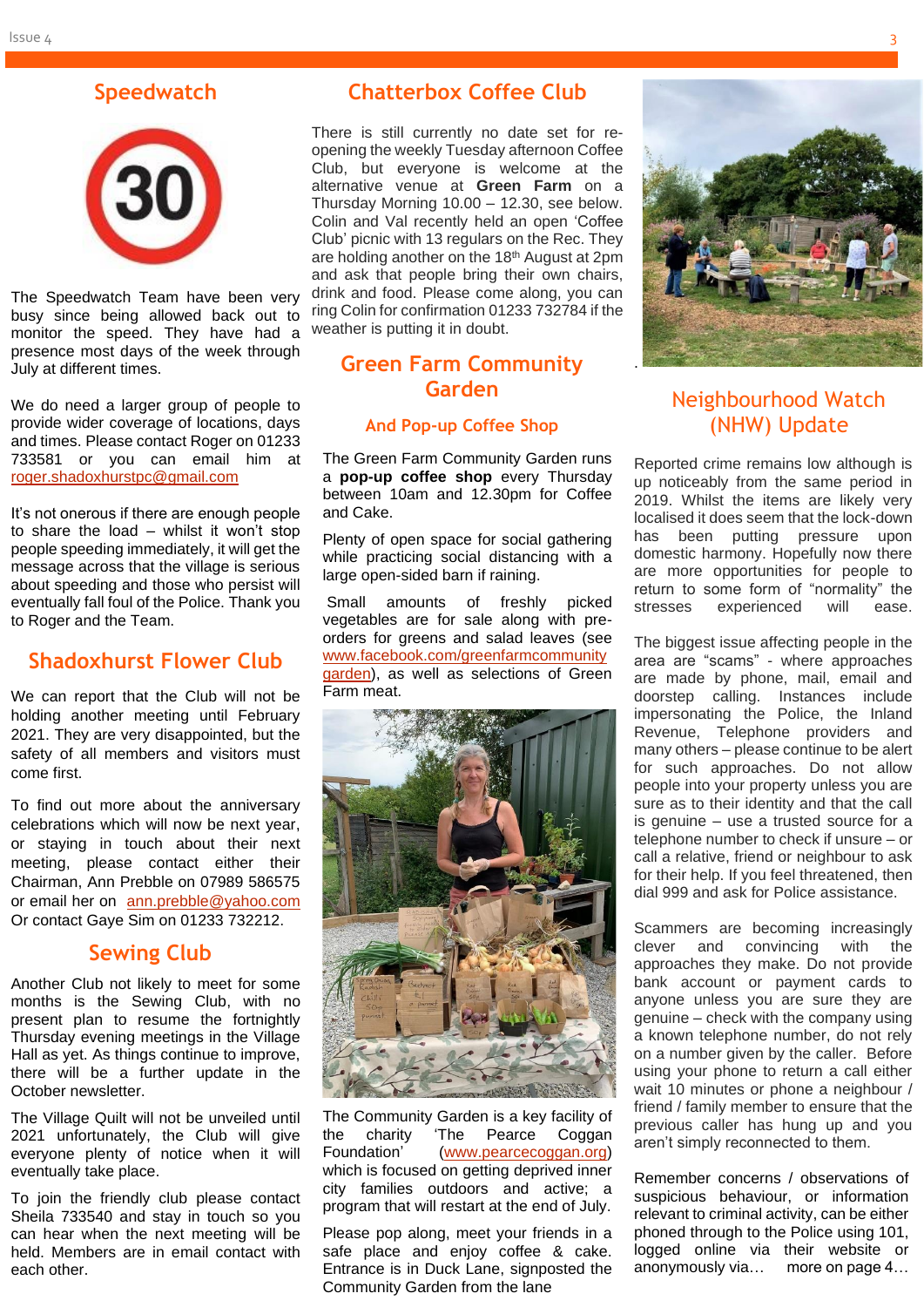## Speedwatch

The Speedwatch Team have been very busy since being allowed back out to monitor the speed. They have had a presence most days of the week through July at different times.

We do need a larger group of people to provide wider coverage of locations, days and times. Please contact Roger on 01233 733581 or you can email him at roger.shadoxhurstpc@gmail.com

It's not onerous if there are enough people to share the load – whilst it won't stop people speeding immediately, it will get the message across that the village is serious about speeding and those who persist will eventually fall foul of the Police. Thank you to Roger and the Team.

## Shadoxhurst Flower Club

We can report that the Club will not be holding another meeting until February 2021. They are very disappointed, but the safety of all members and visitors must come first.

To find out more about the anniversary celebrations which will now be next year, or staying in touch about their next meeting, please contact either their Chairman, Ann Prebble on 07989 586575 or email her on ann.prebble@yahoo.com Or contact Gaye Sim on 01233 732212.

## Sewing Club

Another Club not likely to meet for some months is the Sewing Club, with no present plan to resume the fortnightly Thursday evening meetings in the Village Hall as yet. As things continue to improve, there will be a further update in the October newsletter.

The Village Quilt will not be unveiled until 2021 unfortunately, the Club will give everyone plenty of notice when it will eventually take place.

To join the friendly club please contact Sheila 733540 and stay in touch so you can hear when the next meeting will be held. Members are in email contact with each other.

## Chatterbox Coffee Club

There is still currently no date set for re-opening the weekly Tuesday afternoon Coffee Club, but everyone is welcome at the alternative venue at **Green Farm** on a Thursday Morning 10.00 – 12.30, see below. Colin and Val recently held an open 'Coffee Club' picnic with 13 regulars on the Rec. They are holding another on the 18th August at 2pm and ask that people bring their own chairs, drink and food. Please come along, you can ring Colin for confirmation 01233 732784 if the weather is putting it in doubt.

## Green Farm Community Garden

### And Pop-up Coffee Shop

The Green Farm Community Garden runs a **pop-up coffee shop** every Thursday between 10am and 12.30pm for Coffee and Cake.

Plenty of open space for social gathering while practicing social distancing with a large open-sided barn if raining.

Small amounts of freshly picked vegetables are for sale along with pre-orders for greens and salad leaves (see www.facebook.com/greenfarmcommunitygarden), as well as selections of Green Farm meat.

The Community Garden is a key facility of the charity 'The Pearce Coggan Foundation' (www.pearcecoggan.org) which is focused on getting deprived inner city families outdoors and active; a program that will restart at the end of July.

Please pop along, meet your friends in a safe place and enjoy coffee & cake. Entrance is in Duck Lane, signposted the Community Garden from the lane

## Neighbourhood Watch (NHW) Update

Reported crime remains low although is up noticeably from the same period in 2019. Whilst the items are likely very localised it does seem that the lock-down has been putting pressure upon domestic harmony. Hopefully now there are more opportunities for people to return to some form of "normality" the stresses experienced will ease.

The biggest issue affecting people in the area are "scams" - where approaches are made by phone, mail, email and doorstep calling. Instances include impersonating the Police, the Inland Revenue, Telephone providers and many others – please continue to be alert for such approaches. Do not allow people into your property unless you are sure as to their identity and that the call is genuine – use a trusted source for a telephone number to check if unsure – or call a relative, friend or neighbour to ask for their help. If you feel threatened, then dial 999 and ask for Police assistance.

Scammers are becoming increasingly clever and convincing with the approaches they make. Do not provide bank account or payment cards to anyone unless you are sure they are genuine – check with the company using a known telephone number, do not rely on a number given by the caller. Before using your phone to return a call either wait 10 minutes or phone a neighbour / friend / family member to ensure that the previous caller has hung up and you aren't simply reconnected to them.

Remember concerns / observations of suspicious behaviour, or information relevant to criminal activity, can be either phoned through to the Police using 101, logged online via their website or anonymously via… more on page 4…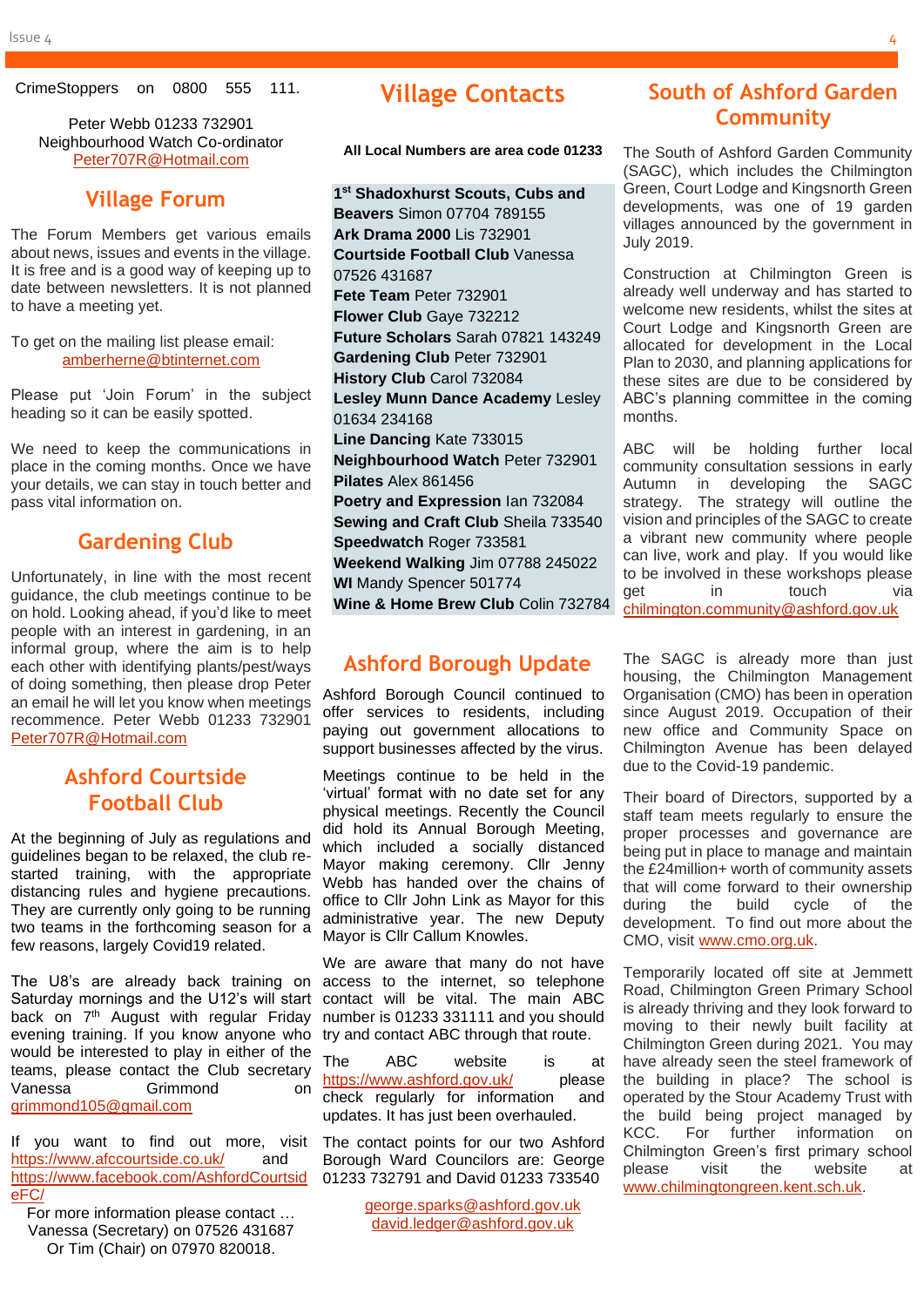CrimeStoppers on 0800 555 111.

Peter Webb 01233 732901
Neighbourhood Watch Co-ordinator
Peter707R@Hotmail.com

## Village Forum

The Forum Members get various emails about news, issues and events in the village. It is free and is a good way of keeping up to date between newsletters. It is not planned to have a meeting yet.

To get on the mailing list please email:
amberherne@btinternet.com

Please put 'Join Forum' in the subject heading so it can be easily spotted.

We need to keep the communications in place in the coming months. Once we have your details, we can stay in touch better and pass vital information on.

## Gardening Club

Unfortunately, in line with the most recent guidance, the club meetings continue to be on hold. Looking ahead, if you'd like to meet people with an interest in gardening, in an informal group, where the aim is to help each other with identifying plants/pest/ways of doing something, then please drop Peter an email he will let you know when meetings recommence. Peter Webb 01233 732901 Peter707R@Hotmail.com

## Ashford Courtside Football Club

At the beginning of July as regulations and guidelines began to be relaxed, the club re-started training, with the appropriate distancing rules and hygiene precautions. They are currently only going to be running two teams in the forthcoming season for a few reasons, largely Covid19 related.

The U8's are already back training on Saturday mornings and the U12's will start back on 7th August with regular Friday evening training. If you know anyone who would be interested to play in either of the teams, please contact the Club secretary Vanessa Grimmond on grimmond105@gmail.com

If you want to find out more, visit https://www.afccourtside.co.uk/ and https://www.facebook.com/AshfordCourtsideFC/

For more information please contact …
Vanessa (Secretary) on 07526 431687
Or Tim (Chair) on 07970 820018.

## Village Contacts

**All Local Numbers are area code 01233**

**1st Shadoxhurst Scouts, Cubs and Beavers** Simon 07704 789155
**Ark Drama 2000** Lis 732901
**Courtside Football Club** Vanessa 07526 431687
**Fete Team** Peter 732901
**Flower Club** Gaye 732212
**Future Scholars** Sarah 07821 143249
**Gardening Club** Peter 732901
**History Club** Carol 732084
**Lesley Munn Dance Academy** Lesley 01634 234168
**Line Dancing** Kate 733015
**Neighbourhood Watch** Peter 732901
**Pilates** Alex 861456
**Poetry and Expression** Ian 732084
**Sewing and Craft Club** Sheila 733540
**Speedwatch** Roger 733581
**Weekend Walking** Jim 07788 245022
**WI** Mandy Spencer 501774
**Wine & Home Brew Club** Colin 732784

## Ashford Borough Update

Ashford Borough Council continued to offer services to residents, including paying out government allocations to support businesses affected by the virus.

Meetings continue to be held in the 'virtual' format with no date set for any physical meetings. Recently the Council did hold its Annual Borough Meeting, which included a socially distanced Mayor making ceremony. Cllr Jenny Webb has handed over the chains of office to Cllr John Link as Mayor for this administrative year. The new Deputy Mayor is Cllr Callum Knowles.

We are aware that many do not have access to the internet, so telephone contact will be vital. The main ABC number is 01233 331111 and you should try and contact ABC through that route.

The ABC website is at https://www.ashford.gov.uk/ please check regularly for information and updates. It has just been overhauled.

The contact points for our two Ashford Borough Ward Councilors are: George 01233 732791 and David 01233 733540

george.sparks@ashford.gov.uk
david.ledger@ashford.gov.uk

## South of Ashford Garden Community

The South of Ashford Garden Community (SAGC), which includes the Chilmington Green, Court Lodge and Kingsnorth Green developments, was one of 19 garden villages announced by the government in July 2019.

Construction at Chilmington Green is already well underway and has started to welcome new residents, whilst the sites at Court Lodge and Kingsnorth Green are allocated for development in the Local Plan to 2030, and planning applications for these sites are due to be considered by ABC's planning committee in the coming months.

ABC will be holding further local community consultation sessions in early Autumn in developing the SAGC strategy. The strategy will outline the vision and principles of the SAGC to create a vibrant new community where people can live, work and play. If you would like to be involved in these workshops please get in touch via chilmington.community@ashford.gov.uk

The SAGC is already more than just housing, the Chilmington Management Organisation (CMO) has been in operation since August 2019. Occupation of their new office and Community Space on Chilmington Avenue has been delayed due to the Covid-19 pandemic.

Their board of Directors, supported by a staff team meets regularly to ensure the proper processes and governance are being put in place to manage and maintain the £24million+ worth of community assets that will come forward to their ownership during the build cycle of the development. To find out more about the CMO, visit www.cmo.org.uk.

Temporarily located off site at Jemmett Road, Chilmington Green Primary School is already thriving and they look forward to moving to their newly built facility at Chilmington Green during 2021. You may have already seen the steel framework of the building in place? The school is operated by the Stour Academy Trust with the build being project managed by KCC. For further information on Chilmington Green's first primary school please visit the website at www.chilmingtongreen.kent.sch.uk.